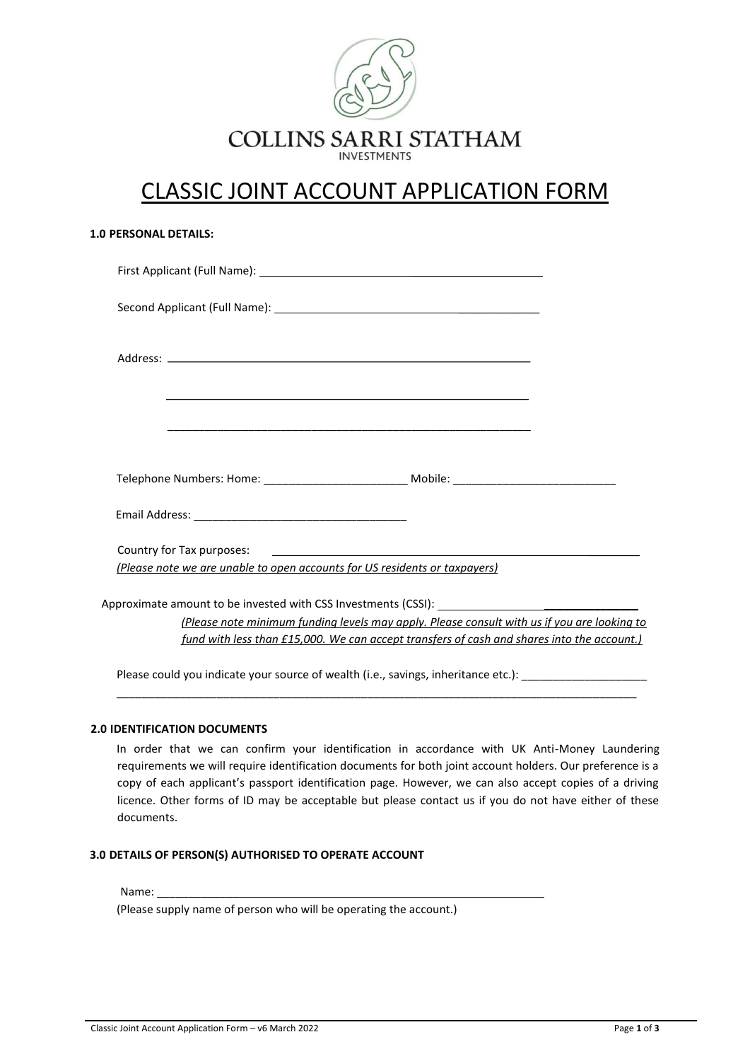COLLINS SARRI STATHAM

INVESTMENTS

# CLASSIC JOINT ACCOUNT APPLICATION FORM

## 1.0 PERSONAL DETAILS:

First Applicant (Full Name): ____________________________________________

Second Applicant (Full Name): ____________________________________________

Address: ____________________________________________________________

____________________________________________________________

____________________________________________________________

Telephone Numbers: Home: _______________________ Mobile: __________________________

Email Address: _________________________________

Country for Tax purposes: ____________________________________________________________

*(Please note we are unable to open accounts for US residents or taxpayers)*

Approximate amount to be invested with CSS Investments (CSSI): _______________________________

*(Please note minimum funding levels may apply. Please consult with us if you are looking to fund with less than £15,000. We can accept transfers of cash and shares into the account.)*

Please could you indicate your source of wealth (i.e., savings, inheritance etc.): ____________________

______________________________________________________________________________________

## 2.0 IDENTIFICATION DOCUMENTS

In order that we can confirm your identification in accordance with UK Anti-Money Laundering requirements we will require identification documents for both joint account holders. Our preference is a copy of each applicant's passport identification page. However, we can also accept copies of a driving licence. Other forms of ID may be acceptable but please contact us if you do not have either of these documents.

## 3.0 DETAILS OF PERSON(S) AUTHORISED TO OPERATE ACCOUNT

Name: _________________________________________________________________

(Please supply name of person who will be operating the account.)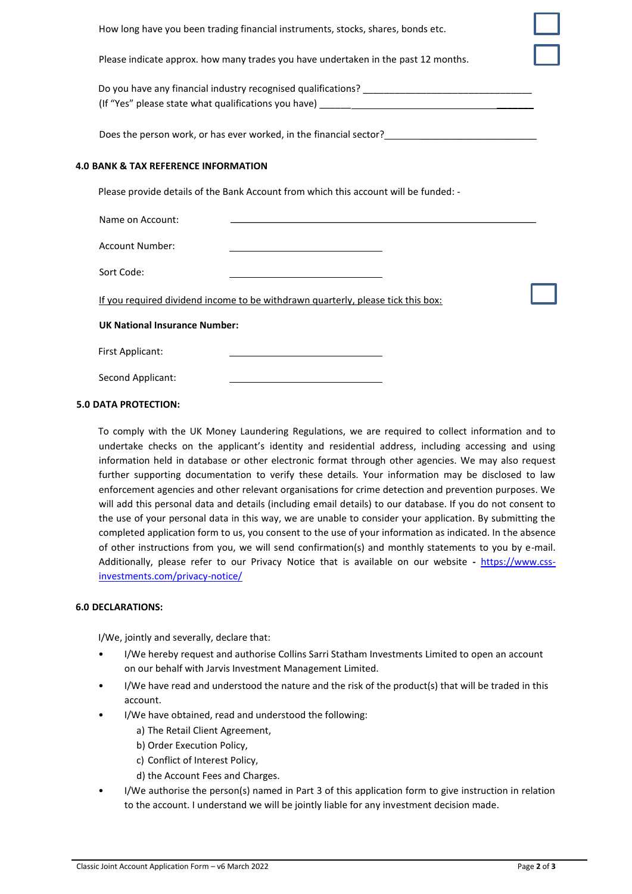How long have you been trading financial instruments, stocks, shares, bonds etc. ☐

Please indicate approx. how many trades you have undertaken in the past 12 months. ☐

Do you have any financial industry recognised qualifications? ________________________________
(If "Yes" please state what qualifications you have) ________________________________

Does the person work, or has ever worked, in the financial sector? ________________________________

## 4.0 BANK & TAX REFERENCE INFORMATION

Please provide details of the Bank Account from which this account will be funded: -

Name on Account: ________________________________

Account Number: ________________________________

Sort Code: ________________________________

If you required dividend income to be withdrawn quarterly, please tick this box: ☐

**UK National Insurance Number:**

First Applicant: ________________________________

Second Applicant: ________________________________

## 5.0 DATA PROTECTION:

To comply with the UK Money Laundering Regulations, we are required to collect information and to undertake checks on the applicant's identity and residential address, including accessing and using information held in database or other electronic format through other agencies. We may also request further supporting documentation to verify these details. Your information may be disclosed to law enforcement agencies and other relevant organisations for crime detection and prevention purposes. We will add this personal data and details (including email details) to our database. If you do not consent to the use of your personal data in this way, we are unable to consider your application. By submitting the completed application form to us, you consent to the use of your information as indicated. In the absence of other instructions from you, we will send confirmation(s) and monthly statements to you by e-mail. Additionally, please refer to our Privacy Notice that is available on our website - https://www.css-investments.com/privacy-notice/

## 6.0 DECLARATIONS:

I/We, jointly and severally, declare that:

- I/We hereby request and authorise Collins Sarri Statham Investments Limited to open an account on our behalf with Jarvis Investment Management Limited.
- I/We have read and understood the nature and the risk of the product(s) that will be traded in this account.
- I/We have obtained, read and understood the following:
  - a) The Retail Client Agreement,
  - b) Order Execution Policy,
  - c) Conflict of Interest Policy,
  - d) the Account Fees and Charges.
- I/We authorise the person(s) named in Part 3 of this application form to give instruction in relation to the account. I understand we will be jointly liable for any investment decision made.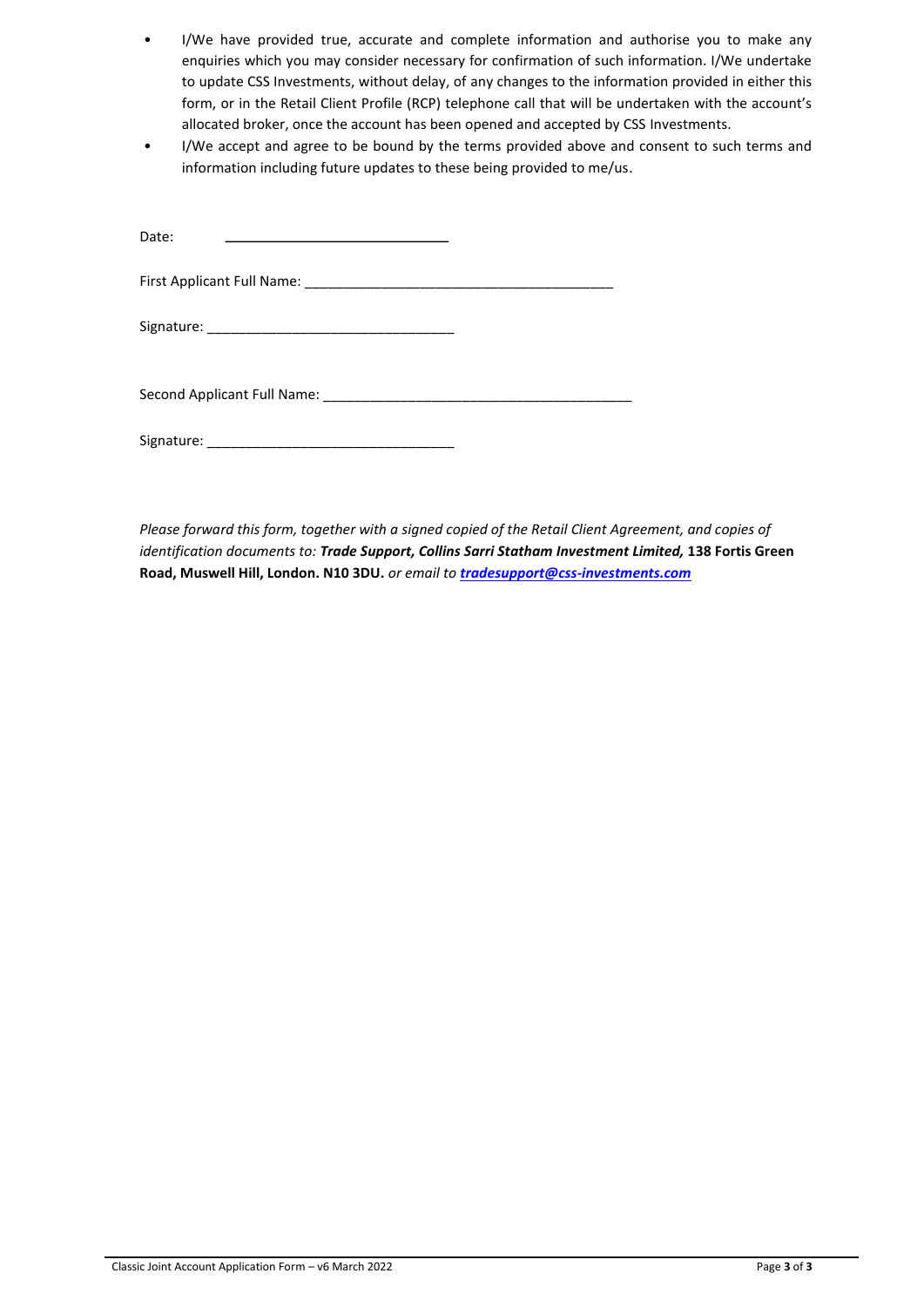- I/We have provided true, accurate and complete information and authorise you to make any enquiries which you may consider necessary for confirmation of such information. I/We undertake to update CSS Investments, without delay, of any changes to the information provided in either this form, or in the Retail Client Profile (RCP) telephone call that will be undertaken with the account's allocated broker, once the account has been opened and accepted by CSS Investments.
- I/We accept and agree to be bound by the terms provided above and consent to such terms and information including future updates to these being provided to me/us.

Date: ______________________________

First Applicant Full Name: ________________________________________

Signature: ________________________________

Second Applicant Full Name: ________________________________________

Signature: ________________________________

*Please forward this form, together with a signed copied of the Retail Client Agreement, and copies of identification documents to:* ***Trade Support, Collins Sarri Statham Investment Limited,*** **138 Fortis Green Road, Muswell Hill, London. N10 3DU.** *or email to* ***tradesupport@css-investments.com***